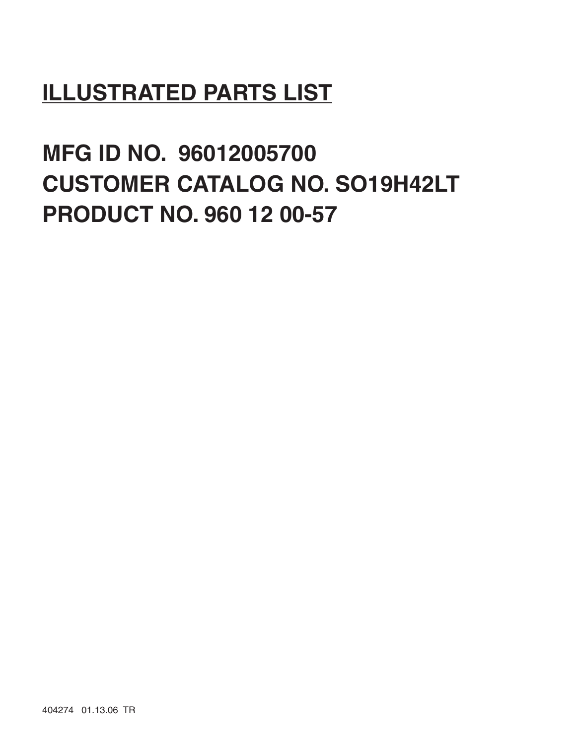# ILLUSTRATED PARTS LIST

## MFG ID NO. 96012005700
## CUSTOMER CATALOG NO. SO19H42LT
## PRODUCT NO. 960 12 00-57

404274 01.13.06 TR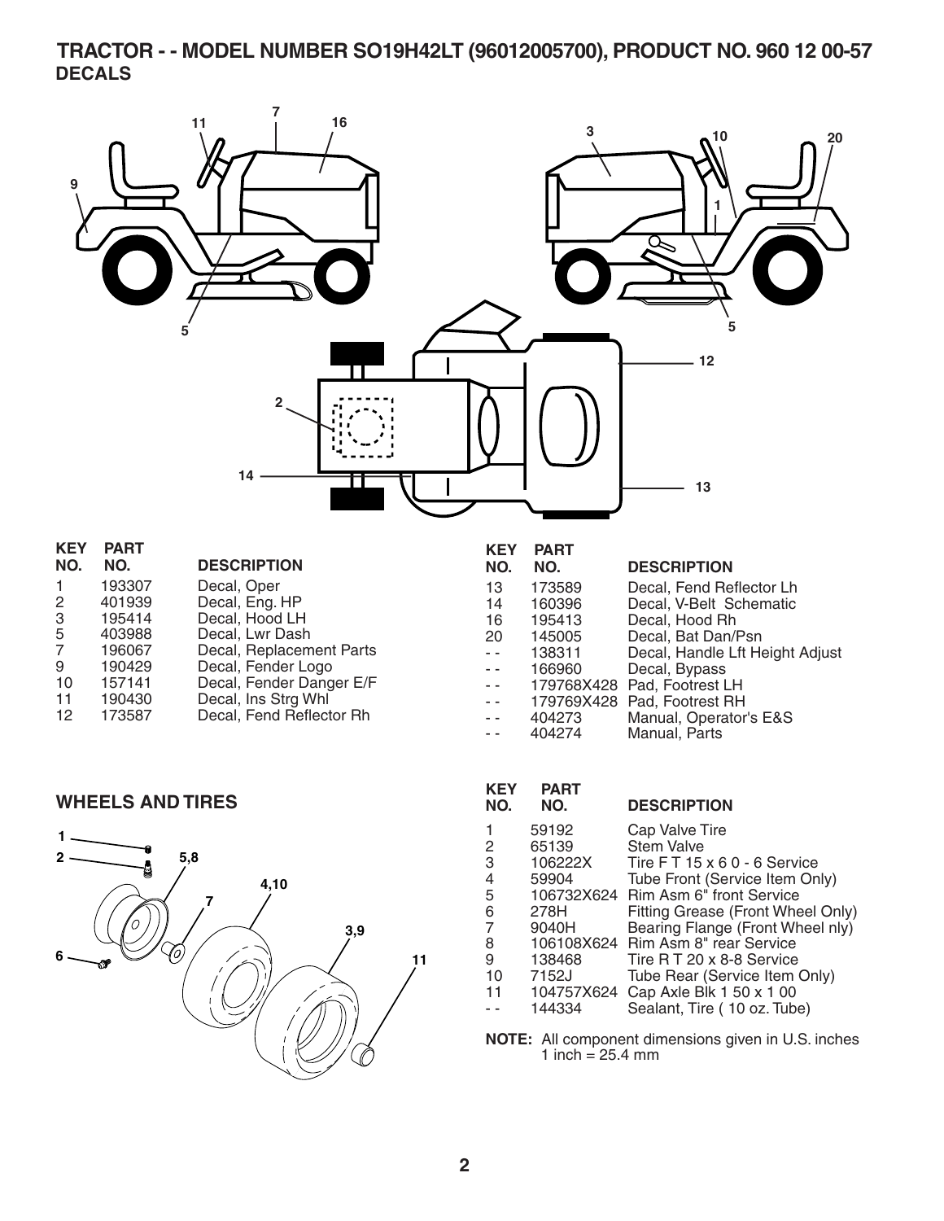# TRACTOR - - MODEL NUMBER SO19H42LT (96012005700), PRODUCT NO. 960 12 00-57

## DECALS

| KEY NO. | PART NO. | DESCRIPTION |
|---|---|---|
| 1 | 193307 | Decal, Oper |
| 2 | 401939 | Decal, Eng. HP |
| 3 | 195414 | Decal, Hood LH |
| 5 | 403988 | Decal, Lwr Dash |
| 7 | 196067 | Decal, Replacement Parts |
| 9 | 190429 | Decal, Fender Logo |
| 10 | 157141 | Decal, Fender Danger E/F |
| 11 | 190430 | Decal, Ins Strg Whl |
| 12 | 173587 | Decal, Fend Reflector Rh |
| 13 | 173589 | Decal, Fend Reflector Lh |
| 14 | 160396 | Decal, V-Belt Schematic |
| 16 | 195413 | Decal, Hood Rh |
| 20 | 145005 | Decal, Bat Dan/Psn |
| - - | 138311 | Decal, Handle Lft Height Adjust |
| - - | 166960 | Decal, Bypass |
| - - | 179768X428 | Pad, Footrest LH |
| - - | 179769X428 | Pad, Footrest RH |
| - - | 404273 | Manual, Operator's E&S |
| - - | 404274 | Manual, Parts |

## WHEELS AND TIRES

| KEY NO. | PART NO. | DESCRIPTION |
|---|---|---|
| 1 | 59192 | Cap Valve Tire |
| 2 | 65139 | Stem Valve |
| 3 | 106222X | Tire F T 15 x 6 0 - 6 Service |
| 4 | 59904 | Tube Front (Service Item Only) |
| 5 | 106732X624 | Rim Asm 6" front Service |
| 6 | 278H | Fitting Grease (Front Wheel Only) |
| 7 | 9040H | Bearing Flange (Front Wheel nly) |
| 8 | 106108X624 | Rim Asm 8" rear Service |
| 9 | 138468 | Tire R T 20 x 8-8 Service |
| 10 | 7152J | Tube Rear (Service Item Only) |
| 11 | 104757X624 | Cap Axle Blk 1 50 x 1 00 |
| - - | 144334 | Sealant, Tire ( 10 oz. Tube) |

**NOTE:** All component dimensions given in U.S. inches
1 inch = 25.4 mm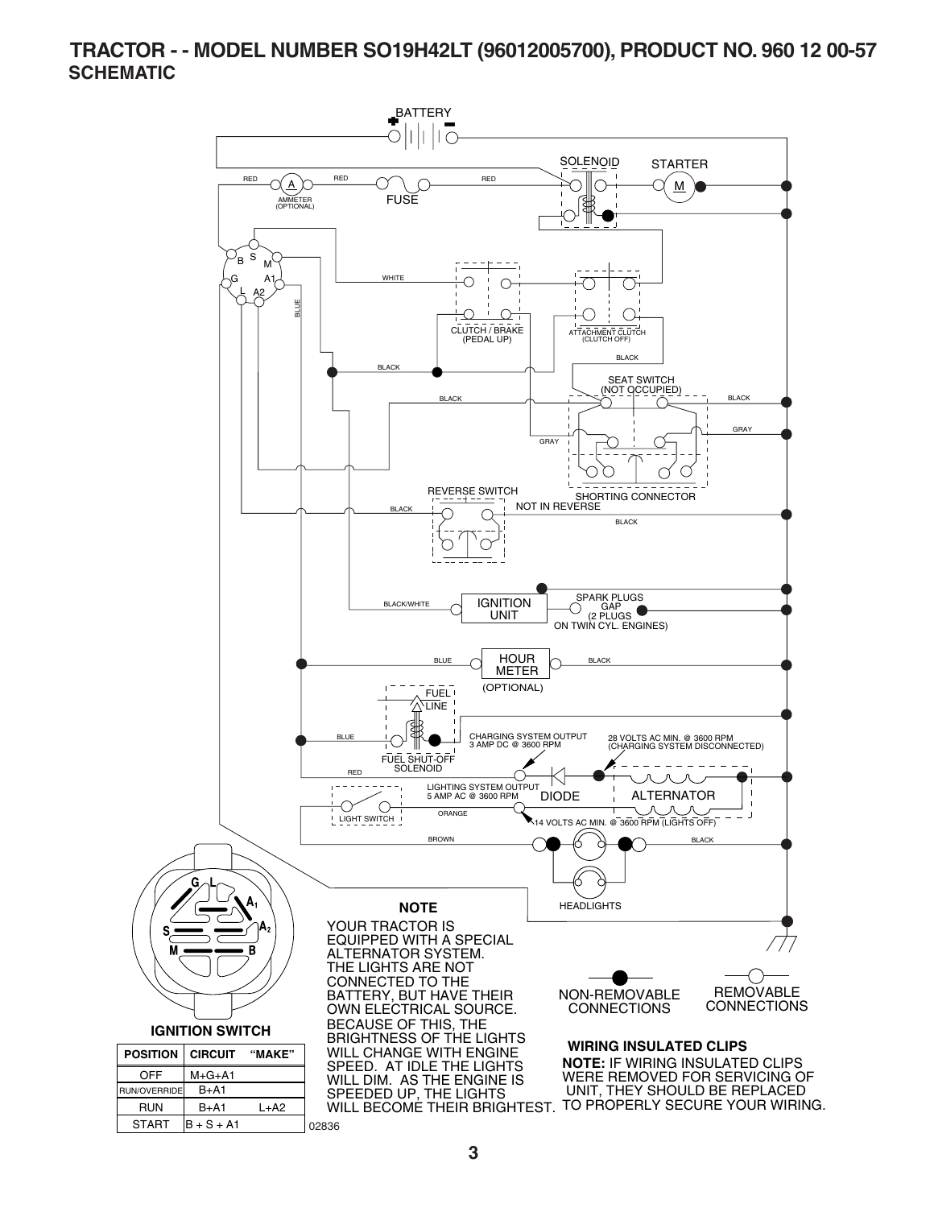# TRACTOR - - MODEL NUMBER SO19H42LT (96012005700), PRODUCT NO. 960 12 00-57

## SCHEMATIC

BATTERY

SOLENOID

STARTER

M

RED

A

AMMETER (OPTIONAL)

RED

FUSE

RED

B S M G A1 L A2

WHITE

BLUE

CLUTCH / BRAKE (PEDAL UP)

ATTACHMENT CLUTCH (CLUTCH OFF)

BLACK

BLACK

SEAT SWITCH (NOT OCCUPIED)

BLACK

BLACK

GRAY

GRAY

SHORTING CONNECTOR

REVERSE SWITCH

NOT IN REVERSE

BLACK

BLACK

BLACK/WHITE

IGNITION UNIT

SPARK PLUGS GAP (2 PLUGS ON TWIN CYL. ENGINES)

BLUE

HOUR METER

BLACK

(OPTIONAL)

FUEL LINE

BLUE

FUEL SHUT-OFF SOLENOID

CHARGING SYSTEM OUTPUT 3 AMP DC @ 3600 RPM

28 VOLTS AC MIN. @ 3600 RPM (CHARGING SYSTEM DISCONNECTED)

RED

LIGHTING SYSTEM OUTPUT 5 AMP AC @ 3600 RPM

DIODE

ALTERNATOR

LIGHT SWITCH

ORANGE

14 VOLTS AC MIN. @ 3600 RPM (LIGHTS OFF)

BROWN

BLACK

HEADLIGHTS

G L A1 S A2 M B

**IGNITION SWITCH**

| POSITION | CIRCUIT | "MAKE" |
|---|---|---|
| OFF | M+G+A1 | |
| RUN/OVERRIDE | B+A1 | |
| RUN | B+A1 | L+A2 |
| START | B + S + A1 | |

02836

**NOTE**

YOUR TRACTOR IS EQUIPPED WITH A SPECIAL ALTERNATOR SYSTEM. THE LIGHTS ARE NOT CONNECTED TO THE BATTERY, BUT HAVE THEIR OWN ELECTRICAL SOURCE. BECAUSE OF THIS, THE BRIGHTNESS OF THE LIGHTS WILL CHANGE WITH ENGINE SPEED. AT IDLE THE LIGHTS WILL DIM. AS THE ENGINE IS SPEEDED UP, THE LIGHTS WILL BECOME THEIR BRIGHTEST.

NON-REMOVABLE CONNECTIONS

REMOVABLE CONNECTIONS

**WIRING INSULATED CLIPS**

**NOTE:** IF WIRING INSULATED CLIPS WERE REMOVED FOR SERVICING OF UNIT, THEY SHOULD BE REPLACED TO PROPERLY SECURE YOUR WIRING.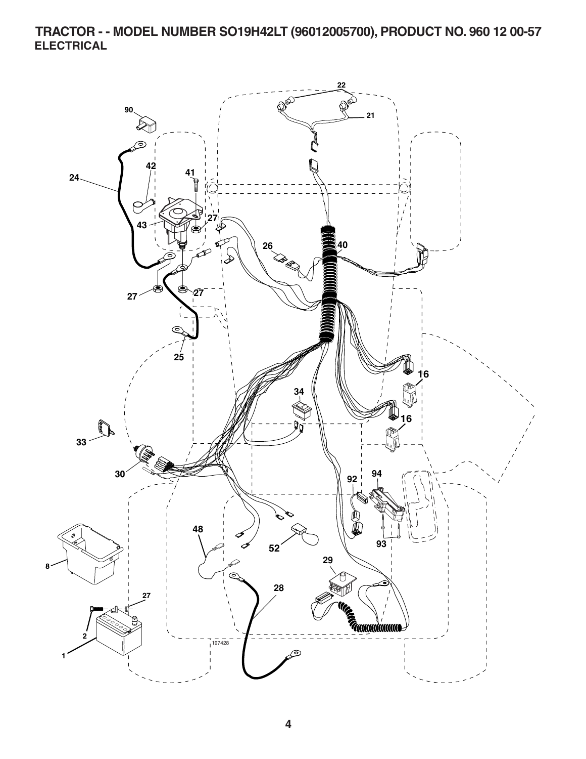# TRACTOR - - MODEL NUMBER SO19H42LT (96012005700), PRODUCT NO. 960 12 00-57

## ELECTRICAL

22
90
21
42
41
24
27
43
26
40
27
27
25
16
34
16
33
30
92
94
48
93
52
29
8
28
27
2
197428
1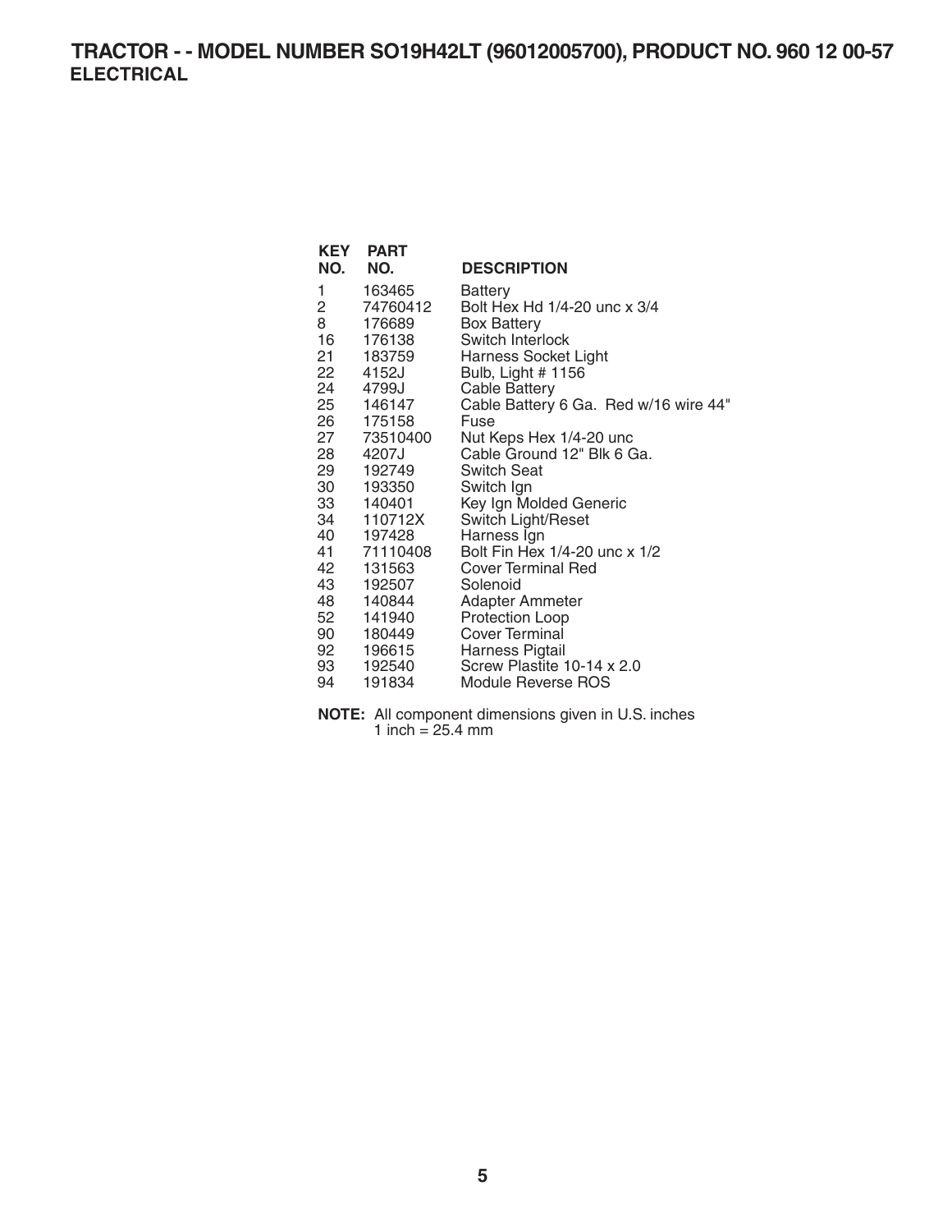# TRACTOR - - MODEL NUMBER SO19H42LT (96012005700), PRODUCT NO. 960 12 00-57

## ELECTRICAL

| KEY NO. | PART NO. | DESCRIPTION |
|---|---|---|
| 1 | 163465 | Battery |
| 2 | 74760412 | Bolt Hex Hd 1/4-20 unc x 3/4 |
| 8 | 176689 | Box Battery |
| 16 | 176138 | Switch Interlock |
| 21 | 183759 | Harness Socket Light |
| 22 | 4152J | Bulb, Light # 1156 |
| 24 | 4799J | Cable Battery |
| 25 | 146147 | Cable Battery 6 Ga. Red w/16 wire 44" |
| 26 | 175158 | Fuse |
| 27 | 73510400 | Nut Keps Hex 1/4-20 unc |
| 28 | 4207J | Cable Ground 12" Blk 6 Ga. |
| 29 | 192749 | Switch Seat |
| 30 | 193350 | Switch Ign |
| 33 | 140401 | Key Ign Molded Generic |
| 34 | 110712X | Switch Light/Reset |
| 40 | 197428 | Harness Ign |
| 41 | 71110408 | Bolt Fin Hex 1/4-20 unc x 1/2 |
| 42 | 131563 | Cover Terminal Red |
| 43 | 192507 | Solenoid |
| 48 | 140844 | Adapter Ammeter |
| 52 | 141940 | Protection Loop |
| 90 | 180449 | Cover Terminal |
| 92 | 196615 | Harness Pigtail |
| 93 | 192540 | Screw Plastite 10-14 x 2.0 |
| 94 | 191834 | Module Reverse ROS |

**NOTE:** All component dimensions given in U.S. inches
1 inch = 25.4 mm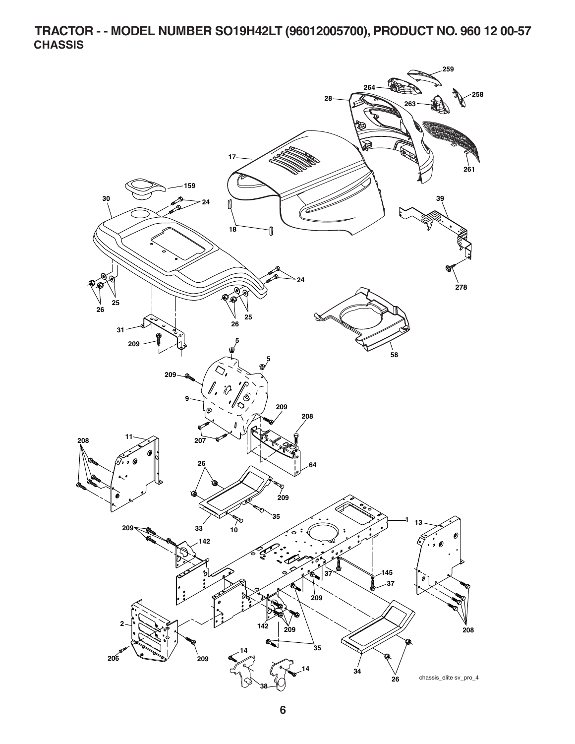# TRACTOR - - MODEL NUMBER SO19H42LT (96012005700), PRODUCT NO. 960 12 00-57
## CHASSIS

chassis_elite sv_pro_4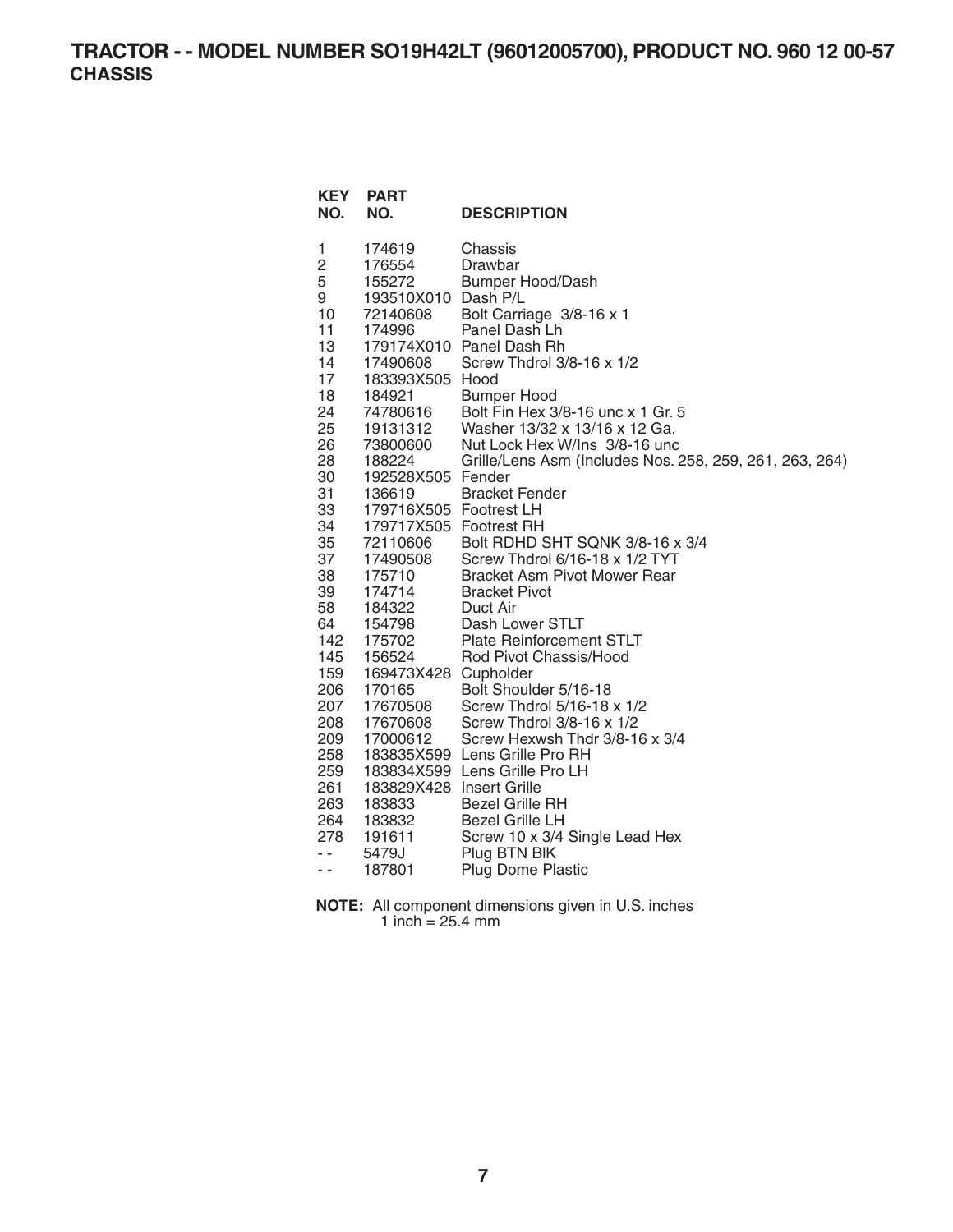# TRACTOR - - MODEL NUMBER SO19H42LT (96012005700), PRODUCT NO. 960 12 00-57

## CHASSIS

| KEY NO. | PART NO. | DESCRIPTION |
|---|---|---|
| 1 | 174619 | Chassis |
| 2 | 176554 | Drawbar |
| 5 | 155272 | Bumper Hood/Dash |
| 9 | 193510X010 | Dash P/L |
| 10 | 72140608 | Bolt Carriage 3/8-16 x 1 |
| 11 | 174996 | Panel Dash Lh |
| 13 | 179174X010 | Panel Dash Rh |
| 14 | 17490608 | Screw Thdrol 3/8-16 x 1/2 |
| 17 | 183393X505 | Hood |
| 18 | 184921 | Bumper Hood |
| 24 | 74780616 | Bolt Fin Hex 3/8-16 unc x 1 Gr. 5 |
| 25 | 19131312 | Washer 13/32 x 13/16 x 12 Ga. |
| 26 | 73800600 | Nut Lock Hex W/Ins 3/8-16 unc |
| 28 | 188224 | Grille/Lens Asm (Includes Nos. 258, 259, 261, 263, 264) |
| 30 | 192528X505 | Fender |
| 31 | 136619 | Bracket Fender |
| 33 | 179716X505 | Footrest LH |
| 34 | 179717X505 | Footrest RH |
| 35 | 72110606 | Bolt RDHD SHT SQNK 3/8-16 x 3/4 |
| 37 | 17490508 | Screw Thdrol 6/16-18 x 1/2 TYT |
| 38 | 175710 | Bracket Asm Pivot Mower Rear |
| 39 | 174714 | Bracket Pivot |
| 58 | 184322 | Duct Air |
| 64 | 154798 | Dash Lower STLT |
| 142 | 175702 | Plate Reinforcement STLT |
| 145 | 156524 | Rod Pivot Chassis/Hood |
| 159 | 169473X428 | Cupholder |
| 206 | 170165 | Bolt Shoulder 5/16-18 |
| 207 | 17670508 | Screw Thdrol 5/16-18 x 1/2 |
| 208 | 17670608 | Screw Thdrol 3/8-16 x 1/2 |
| 209 | 17000612 | Screw Hexwsh Thdr 3/8-16 x 3/4 |
| 258 | 183835X599 | Lens Grille Pro RH |
| 259 | 183834X599 | Lens Grille Pro LH |
| 261 | 183829X428 | Insert Grille |
| 263 | 183833 | Bezel Grille RH |
| 264 | 183832 | Bezel Grille LH |
| 278 | 191611 | Screw 10 x 3/4 Single Lead Hex |
| - - | 5479J | Plug BTN Blk |
| - - | 187801 | Plug Dome Plastic |

**NOTE:** All component dimensions given in U.S. inches
1 inch = 25.4 mm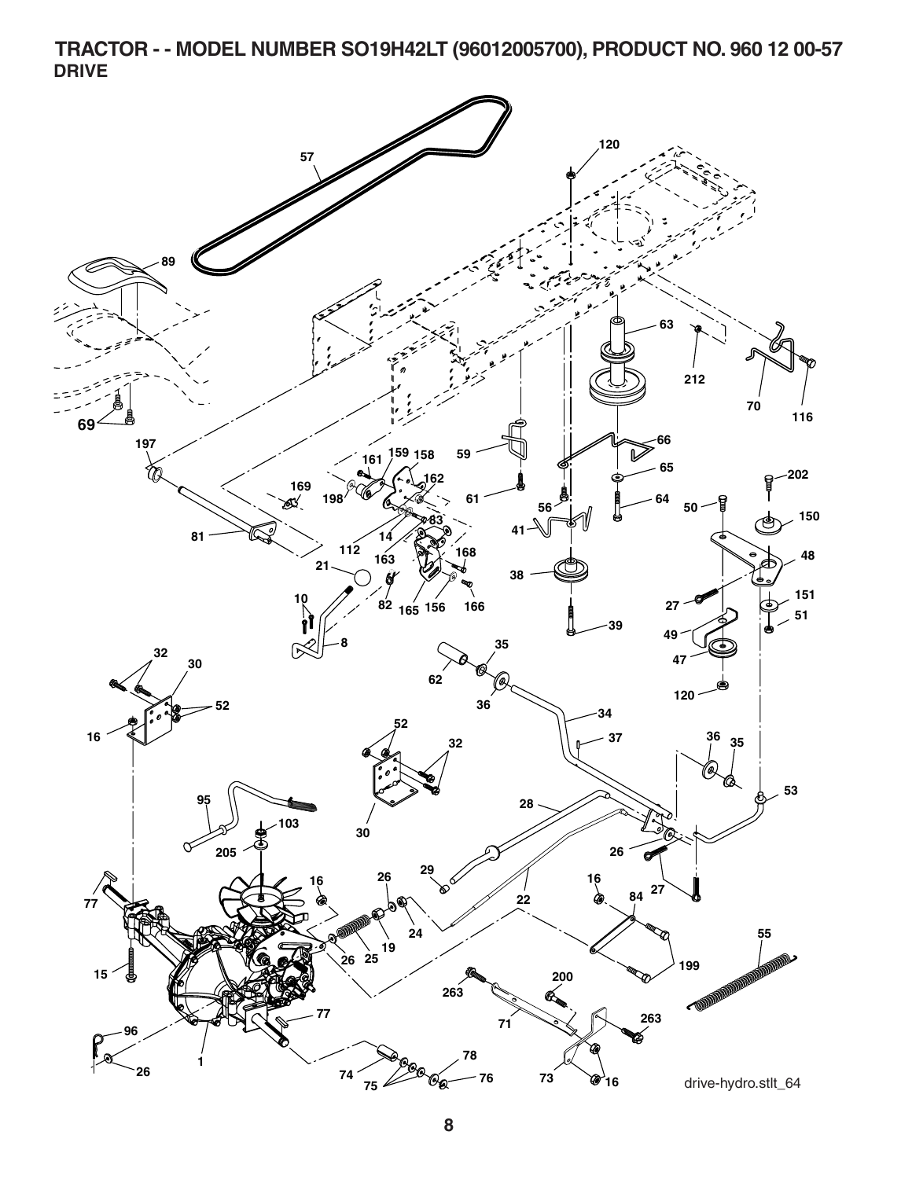# TRACTOR - - MODEL NUMBER SO19H42LT (96012005700), PRODUCT NO. 960 12 00-57
## DRIVE

drive-hydro.stlt_64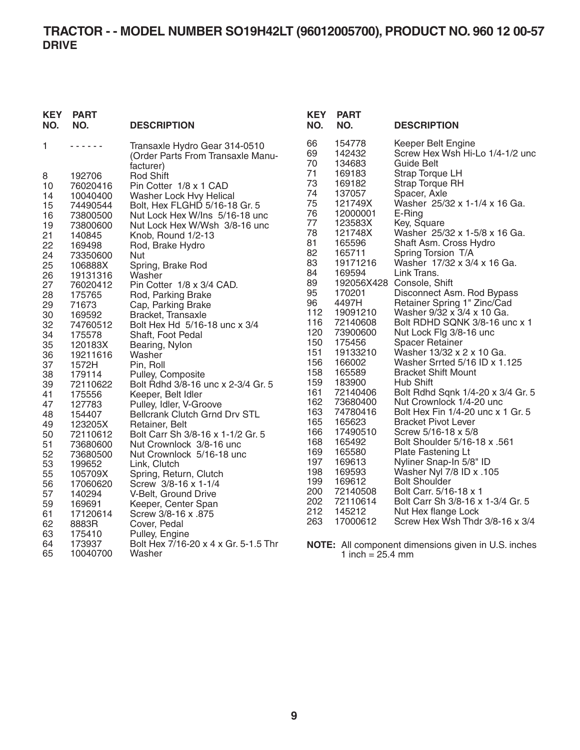# TRACTOR - - MODEL NUMBER SO19H42LT (96012005700), PRODUCT NO. 960 12 00-57

## DRIVE

| KEY NO. | PART NO. | DESCRIPTION |
|---|---|---|
| 1 | - - - - - - | Transaxle Hydro Gear 314-0510 (Order Parts From Transaxle Manufacturer) |
| 8 | 192706 | Rod Shift |
| 10 | 76020416 | Pin Cotter 1/8 x 1 CAD |
| 14 | 10040400 | Washer Lock Hvy Helical |
| 15 | 74490544 | Bolt, Hex FLGHD 5/16-18 Gr. 5 |
| 16 | 73800500 | Nut Lock Hex W/Ins 5/16-18 unc |
| 19 | 73800600 | Nut Lock Hex W/Wsh 3/8-16 unc |
| 21 | 140845 | Knob, Round 1/2-13 |
| 22 | 169498 | Rod, Brake Hydro |
| 24 | 73350600 | Nut |
| 25 | 106888X | Spring, Brake Rod |
| 26 | 19131316 | Washer |
| 27 | 76020412 | Pin Cotter 1/8 x 3/4 CAD. |
| 28 | 175765 | Rod, Parking Brake |
| 29 | 71673 | Cap, Parking Brake |
| 30 | 169592 | Bracket, Transaxle |
| 32 | 74760512 | Bolt Hex Hd 5/16-18 unc x 3/4 |
| 34 | 175578 | Shaft, Foot Pedal |
| 35 | 120183X | Bearing, Nylon |
| 36 | 19211616 | Washer |
| 37 | 1572H | Pin, Roll |
| 38 | 179114 | Pulley, Composite |
| 39 | 72110622 | Bolt Rdhd 3/8-16 unc x 2-3/4 Gr. 5 |
| 41 | 175556 | Keeper, Belt Idler |
| 47 | 127783 | Pulley, Idler, V-Groove |
| 48 | 154407 | Bellcrank Clutch Grnd Drv STL |
| 49 | 123205X | Retainer, Belt |
| 50 | 72110612 | Bolt Carr Sh 3/8-16 x 1-1/2 Gr. 5 |
| 51 | 73680600 | Nut Crownlock 3/8-16 unc |
| 52 | 73680500 | Nut Crownlock 5/16-18 unc |
| 53 | 199652 | Link, Clutch |
| 55 | 105709X | Spring, Return, Clutch |
| 56 | 17060620 | Screw 3/8-16 x 1-1/4 |
| 57 | 140294 | V-Belt, Ground Drive |
| 59 | 169691 | Keeper, Center Span |
| 61 | 17120614 | Screw 3/8-16 x .875 |
| 62 | 8883R | Cover, Pedal |
| 63 | 175410 | Pulley, Engine |
| 64 | 173937 | Bolt Hex 7/16-20 x 4 x Gr. 5-1.5 Thr |
| 65 | 10040700 | Washer |
| 66 | 154778 | Keeper Belt Engine |
| 69 | 142432 | Screw Hex Wsh Hi-Lo 1/4-1/2 unc |
| 70 | 134683 | Guide Belt |
| 71 | 169183 | Strap Torque LH |
| 73 | 169182 | Strap Torque RH |
| 74 | 137057 | Spacer, Axle |
| 75 | 121749X | Washer 25/32 x 1-1/4 x 16 Ga. |
| 76 | 12000001 | E-Ring |
| 77 | 123583X | Key, Square |
| 78 | 121748X | Washer 25/32 x 1-5/8 x 16 Ga. |
| 81 | 165596 | Shaft Asm. Cross Hydro |
| 82 | 165711 | Spring Torsion T/A |
| 83 | 19171216 | Washer 17/32 x 3/4 x 16 Ga. |
| 84 | 169594 | Link Trans. |
| 89 | 192056X428 | Console, Shift |
| 95 | 170201 | Disconnect Asm. Rod Bypass |
| 96 | 4497H | Retainer Spring 1" Zinc/Cad |
| 112 | 19091210 | Washer 9/32 x 3/4 x 10 Ga. |
| 116 | 72140608 | Bolt RDHD SQNK 3/8-16 unc x 1 |
| 120 | 73900600 | Nut Lock Flg 3/8-16 unc |
| 150 | 175456 | Spacer Retainer |
| 151 | 19133210 | Washer 13/32 x 2 x 10 Ga. |
| 156 | 166002 | Washer Srrted 5/16 ID x 1.125 |
| 158 | 165589 | Bracket Shift Mount |
| 159 | 183900 | Hub Shift |
| 161 | 72140406 | Bolt Rdhd Sqnk 1/4-20 x 3/4 Gr. 5 |
| 162 | 73680400 | Nut Crownlock 1/4-20 unc |
| 163 | 74780416 | Bolt Hex Fin 1/4-20 unc x 1 Gr. 5 |
| 165 | 165623 | Bracket Pivot Lever |
| 166 | 17490510 | Screw 5/16-18 x 5/8 |
| 168 | 165492 | Bolt Shoulder 5/16-18 x .561 |
| 169 | 165580 | Plate Fastening Lt |
| 197 | 169613 | Nyliner Snap-In 5/8" ID |
| 198 | 169593 | Washer Nyl 7/8 ID x .105 |
| 199 | 169612 | Bolt Shoulder |
| 200 | 72140508 | Bolt Carr. 5/16-18 x 1 |
| 202 | 72110614 | Bolt Carr Sh 3/8-16 x 1-3/4 Gr. 5 |
| 212 | 145212 | Nut Hex flange Lock |
| 263 | 17000612 | Screw Hex Wsh Thdr 3/8-16 x 3/4 |

**NOTE:** All component dimensions given in U.S. inches
1 inch = 25.4 mm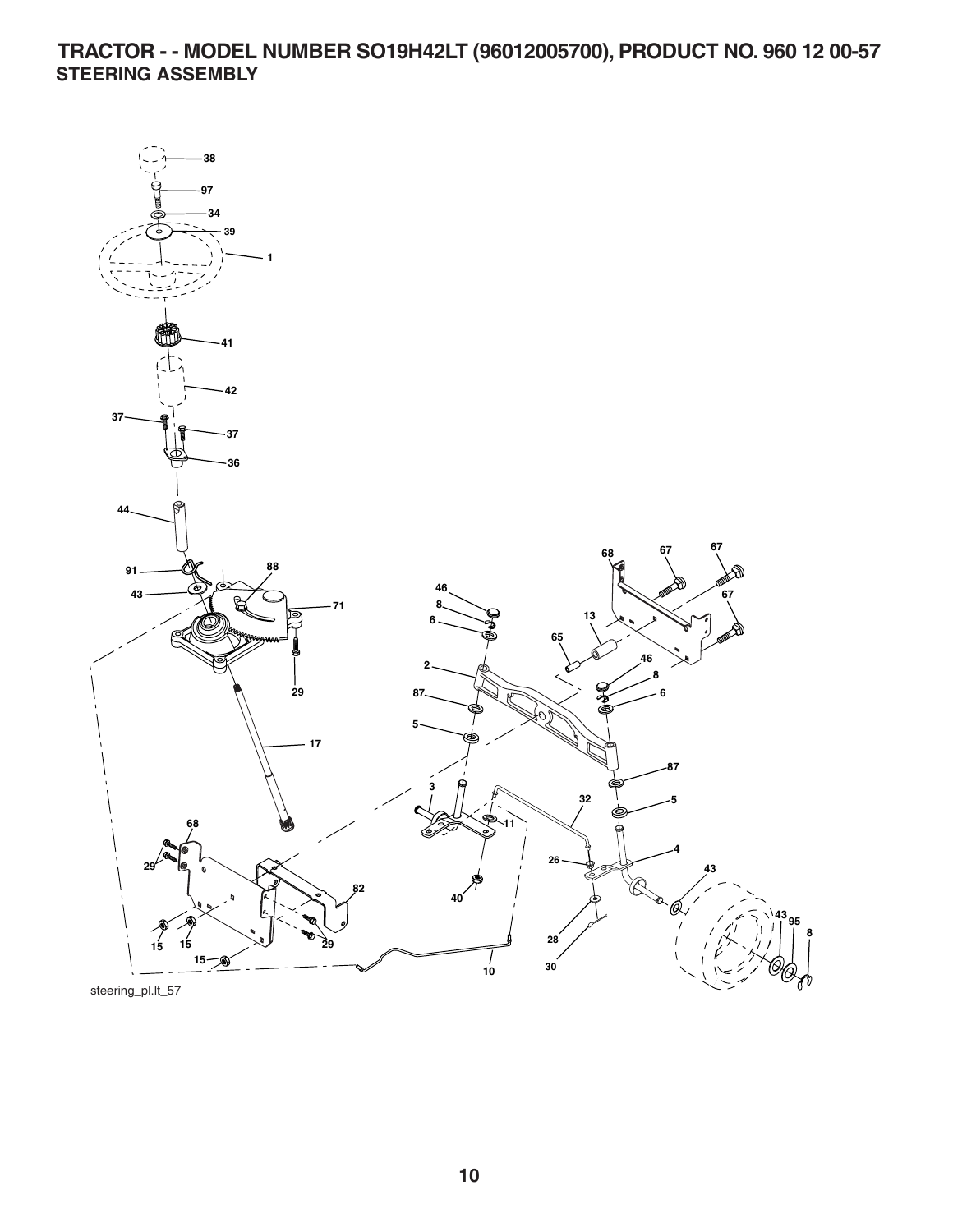# TRACTOR - - MODEL NUMBER SO19H42LT (96012005700), PRODUCT NO. 960 12 00-57

## STEERING ASSEMBLY

38
97
34
39
1
41
42
37
37
36
44
91
88
43
71
29
17
68
29
82
15
15
15
29
10
46
8
6
2
87
5
3
11
40
32
26
28
30
4
87
5
43
43
95
8
6
8
46
13
65
68
67
67
67

steering_pl.lt_57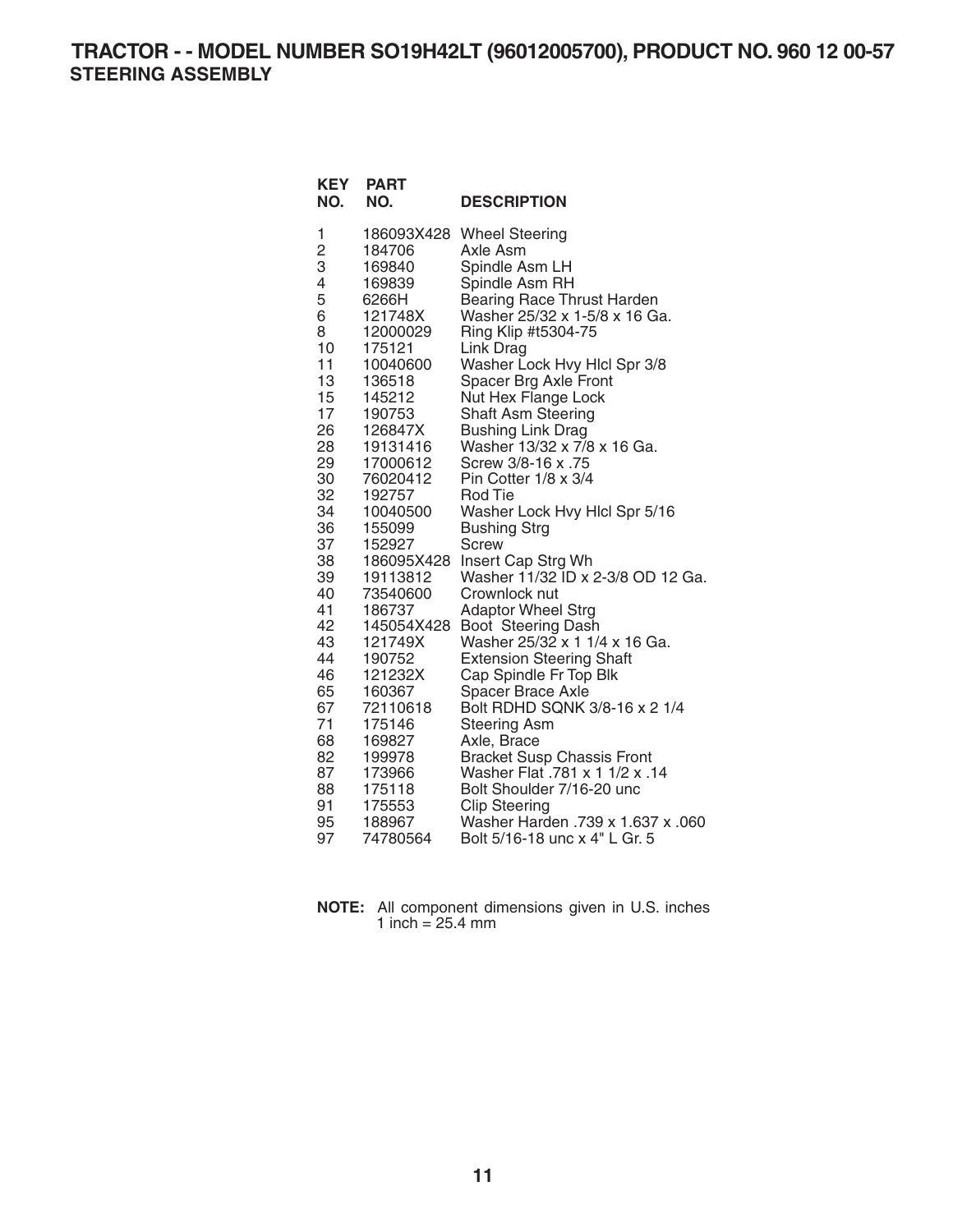# TRACTOR - - MODEL NUMBER SO19H42LT (96012005700), PRODUCT NO. 960 12 00-57

## STEERING ASSEMBLY

| KEY NO. | PART NO. | DESCRIPTION |
|---|---|---|
| 1 | 186093X428 | Wheel Steering |
| 2 | 184706 | Axle Asm |
| 3 | 169840 | Spindle Asm LH |
| 4 | 169839 | Spindle Asm RH |
| 5 | 6266H | Bearing Race Thrust Harden |
| 6 | 121748X | Washer 25/32 x 1-5/8 x 16 Ga. |
| 8 | 12000029 | Ring Klip #t5304-75 |
| 10 | 175121 | Link Drag |
| 11 | 10040600 | Washer Lock Hvy Hlcl Spr 3/8 |
| 13 | 136518 | Spacer Brg Axle Front |
| 15 | 145212 | Nut Hex Flange Lock |
| 17 | 190753 | Shaft Asm Steering |
| 26 | 126847X | Bushing Link Drag |
| 28 | 19131416 | Washer 13/32 x 7/8 x 16 Ga. |
| 29 | 17000612 | Screw 3/8-16 x .75 |
| 30 | 76020412 | Pin Cotter 1/8 x 3/4 |
| 32 | 192757 | Rod Tie |
| 34 | 10040500 | Washer Lock Hvy Hlcl Spr 5/16 |
| 36 | 155099 | Bushing Strg |
| 37 | 152927 | Screw |
| 38 | 186095X428 | Insert Cap Strg Wh |
| 39 | 19113812 | Washer 11/32 ID x 2-3/8 OD 12 Ga. |
| 40 | 73540600 | Crownlock nut |
| 41 | 186737 | Adaptor Wheel Strg |
| 42 | 145054X428 | Boot Steering Dash |
| 43 | 121749X | Washer 25/32 x 1 1/4 x 16 Ga. |
| 44 | 190752 | Extension Steering Shaft |
| 46 | 121232X | Cap Spindle Fr Top Blk |
| 65 | 160367 | Spacer Brace Axle |
| 67 | 72110618 | Bolt RDHD SQNK 3/8-16 x 2 1/4 |
| 71 | 175146 | Steering Asm |
| 68 | 169827 | Axle, Brace |
| 82 | 199978 | Bracket Susp Chassis Front |
| 87 | 173966 | Washer Flat .781 x 1 1/2 x .14 |
| 88 | 175118 | Bolt Shoulder 7/16-20 unc |
| 91 | 175553 | Clip Steering |
| 95 | 188967 | Washer Harden .739 x 1.637 x .060 |
| 97 | 74780564 | Bolt 5/16-18 unc x 4" L Gr. 5 |

**NOTE:** All component dimensions given in U.S. inches
1 inch = 25.4 mm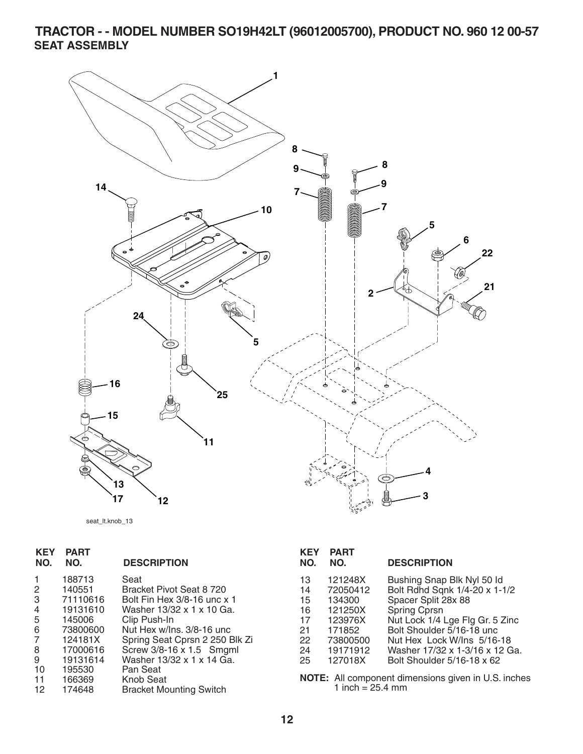# TRACTOR - - MODEL NUMBER SO19H42LT (96012005700), PRODUCT NO. 960 12 00-57

## SEAT ASSEMBLY

seat_lt.knob_13

| KEY NO. | PART NO. | DESCRIPTION |
|---|---|---|
| 1 | 188713 | Seat |
| 2 | 140551 | Bracket Pivot Seat 8 720 |
| 3 | 71110616 | Bolt Fin Hex 3/8-16 unc x 1 |
| 4 | 19131610 | Washer 13/32 x 1 x 10 Ga. |
| 5 | 145006 | Clip Push-In |
| 6 | 73800600 | Nut Hex w/Ins. 3/8-16 unc |
| 7 | 124181X | Spring Seat Cprsn 2 250 Blk Zi |
| 8 | 17000616 | Screw 3/8-16 x 1.5 Smgml |
| 9 | 19131614 | Washer 13/32 x 1 x 14 Ga. |
| 10 | 195530 | Pan Seat |
| 11 | 166369 | Knob Seat |
| 12 | 174648 | Bracket Mounting Switch |
| 13 | 121248X | Bushing Snap Blk Nyl 50 Id |
| 14 | 72050412 | Bolt Rdhd Sqnk 1/4-20 x 1-1/2 |
| 15 | 134300 | Spacer Split 28x 88 |
| 16 | 121250X | Spring Cprsn |
| 17 | 123976X | Nut Lock 1/4 Lge Flg Gr. 5 Zinc |
| 21 | 171852 | Bolt Shoulder 5/16-18 unc |
| 22 | 73800500 | Nut Hex Lock W/Ins 5/16-18 |
| 24 | 19171912 | Washer 17/32 x 1-3/16 x 12 Ga. |
| 25 | 127018X | Bolt Shoulder 5/16-18 x 62 |

**NOTE:** All component dimensions given in U.S. inches
1 inch = 25.4 mm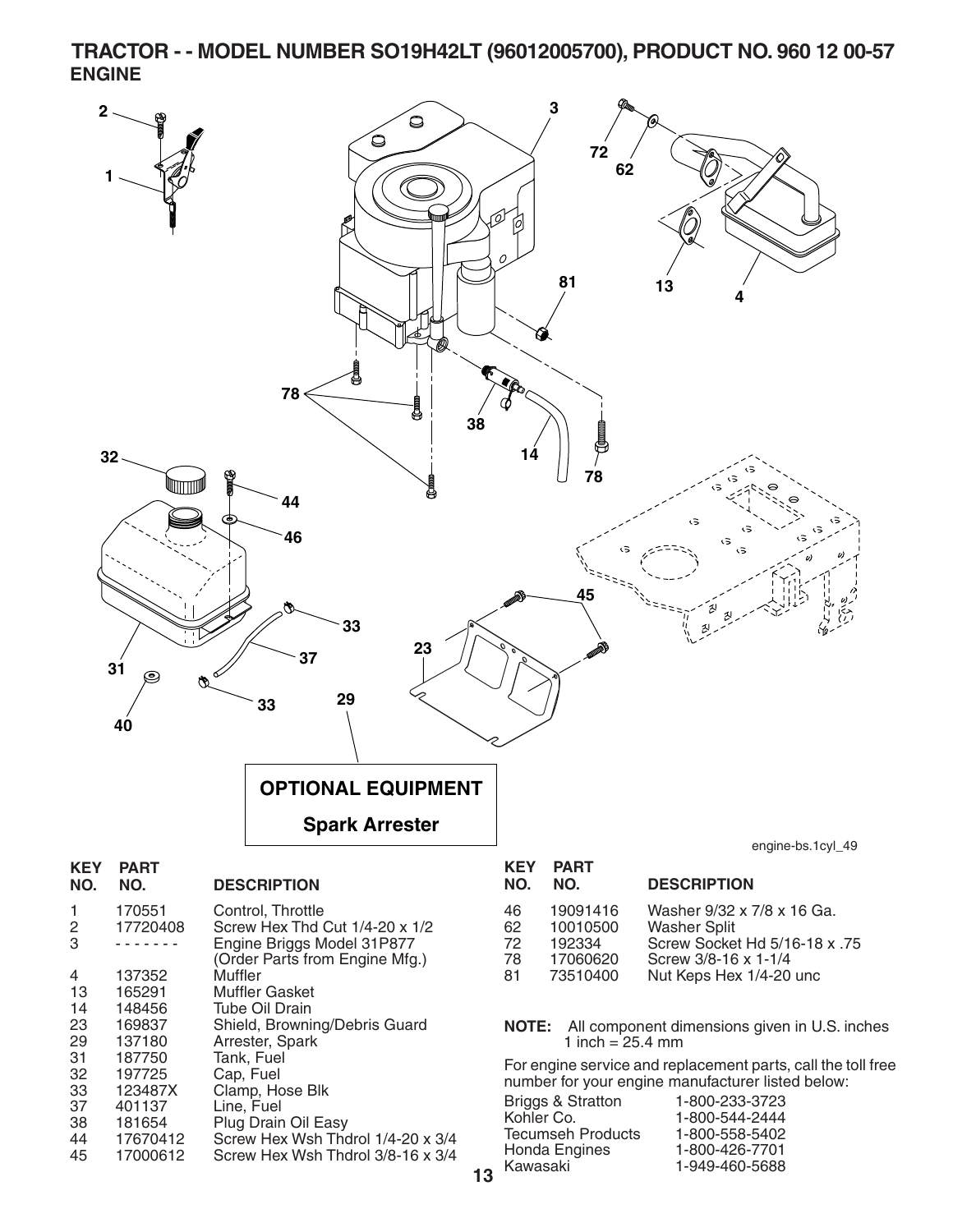# TRACTOR - - MODEL NUMBER SO19H42LT (96012005700), PRODUCT NO. 960 12 00-57

## ENGINE

**OPTIONAL EQUIPMENT**

**Spark Arrester**

engine-bs.1cyl_49

| KEY NO. | PART NO. | DESCRIPTION |
|---|---|---|
| 1 | 170551 | Control, Throttle |
| 2 | 17720408 | Screw Hex Thd Cut 1/4-20 x 1/2 |
| 3 | - - - - - - - | Engine Briggs Model 31P877 (Order Parts from Engine Mfg.) |
| 4 | 137352 | Muffler |
| 13 | 165291 | Muffler Gasket |
| 14 | 148456 | Tube Oil Drain |
| 23 | 169837 | Shield, Browning/Debris Guard |
| 29 | 137180 | Arrester, Spark |
| 31 | 187750 | Tank, Fuel |
| 32 | 197725 | Cap, Fuel |
| 33 | 123487X | Clamp, Hose Blk |
| 37 | 401137 | Line, Fuel |
| 38 | 181654 | Plug Drain Oil Easy |
| 44 | 17670412 | Screw Hex Wsh Thdrol 1/4-20 x 3/4 |
| 45 | 17000612 | Screw Hex Wsh Thdrol 3/8-16 x 3/4 |
| 46 | 19091416 | Washer 9/32 x 7/8 x 16 Ga. |
| 62 | 10010500 | Washer Split |
| 72 | 192334 | Screw Socket Hd 5/16-18 x .75 |
| 78 | 17060620 | Screw 3/8-16 x 1-1/4 |
| 81 | 73510400 | Nut Keps Hex 1/4-20 unc |

**NOTE:** All component dimensions given in U.S. inches
1 inch = 25.4 mm

For engine service and replacement parts, call the toll free number for your engine manufacturer listed below:

| | |
|---|---|
| Briggs & Stratton | 1-800-233-3723 |
| Kohler Co. | 1-800-544-2444 |
| Tecumseh Products | 1-800-558-5402 |
| Honda Engines | 1-800-426-7701 |
| Kawasaki | 1-949-460-5688 |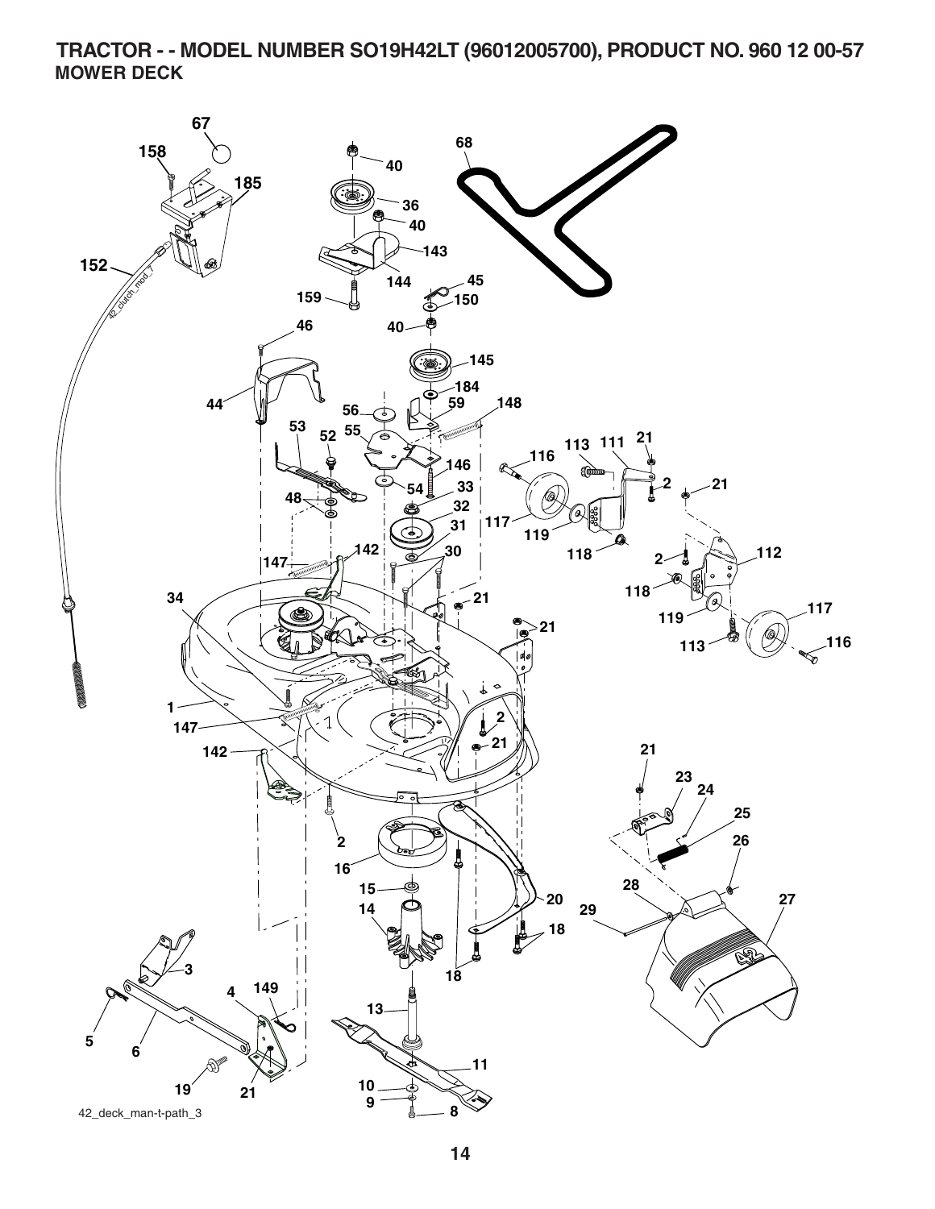# TRACTOR - - MODEL NUMBER SO19H42LT (96012005700), PRODUCT NO. 960 12 00-57

## MOWER DECK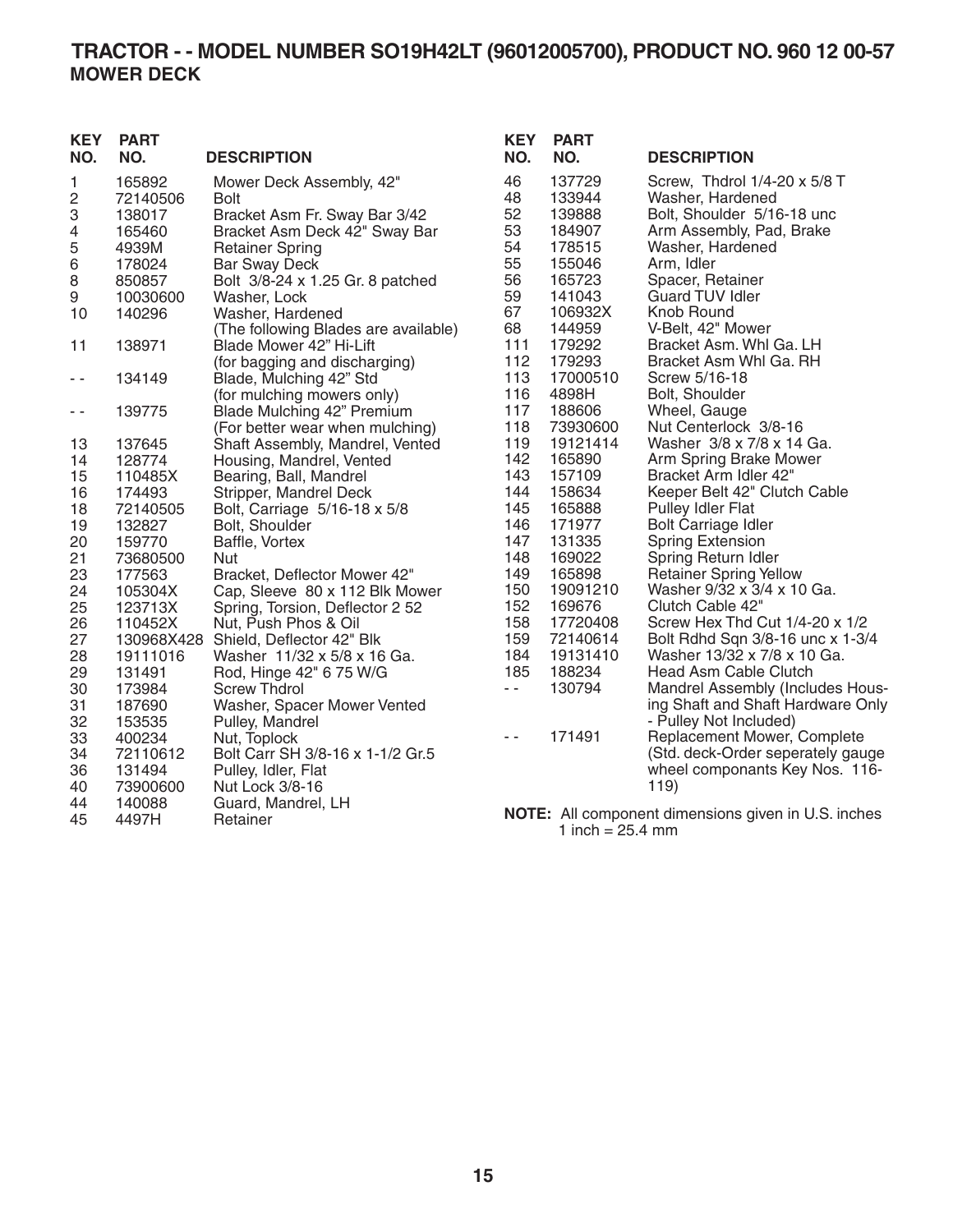# TRACTOR - - MODEL NUMBER SO19H42LT (96012005700), PRODUCT NO. 960 12 00-57

## MOWER DECK

| KEY NO. | PART NO. | DESCRIPTION |
|---|---|---|
| 1 | 165892 | Mower Deck Assembly, 42" |
| 2 | 72140506 | Bolt |
| 3 | 138017 | Bracket Asm Fr. Sway Bar 3/42 |
| 4 | 165460 | Bracket Asm Deck 42" Sway Bar |
| 5 | 4939M | Retainer Spring |
| 6 | 178024 | Bar Sway Deck |
| 8 | 850857 | Bolt 3/8-24 x 1.25 Gr. 8 patched |
| 9 | 10030600 | Washer, Lock |
| 10 | 140296 | Washer, Hardened |
| | | (The following Blades are available) |
| 11 | 138971 | Blade Mower 42" Hi-Lift (for bagging and discharging) |
| - - | 134149 | Blade, Mulching 42" Std (for mulching mowers only) |
| - - | 139775 | Blade Mulching 42" Premium (For better wear when mulching) |
| 13 | 137645 | Shaft Assembly, Mandrel, Vented |
| 14 | 128774 | Housing, Mandrel, Vented |
| 15 | 110485X | Bearing, Ball, Mandrel |
| 16 | 174493 | Stripper, Mandrel Deck |
| 18 | 72140505 | Bolt, Carriage 5/16-18 x 5/8 |
| 19 | 132827 | Bolt, Shoulder |
| 20 | 159770 | Baffle, Vortex |
| 21 | 73680500 | Nut |
| 23 | 177563 | Bracket, Deflector Mower 42" |
| 24 | 105304X | Cap, Sleeve 80 x 112 Blk Mower |
| 25 | 123713X | Spring, Torsion, Deflector 2 52 |
| 26 | 110452X | Nut, Push Phos & Oil |
| 27 | 130968X428 | Shield, Deflector 42" Blk |
| 28 | 19111016 | Washer 11/32 x 5/8 x 16 Ga. |
| 29 | 131491 | Rod, Hinge 42" 6 75 W/G |
| 30 | 173984 | Screw Thdrol |
| 31 | 187690 | Washer, Spacer Mower Vented |
| 32 | 153535 | Pulley, Mandrel |
| 33 | 400234 | Nut, Toplock |
| 34 | 72110612 | Bolt Carr SH 3/8-16 x 1-1/2 Gr.5 |
| 36 | 131494 | Pulley, Idler, Flat |
| 40 | 73900600 | Nut Lock 3/8-16 |
| 44 | 140088 | Guard, Mandrel, LH |
| 45 | 4497H | Retainer |
| 46 | 137729 | Screw, Thdrol 1/4-20 x 5/8 T |
| 48 | 133944 | Washer, Hardened |
| 52 | 139888 | Bolt, Shoulder 5/16-18 unc |
| 53 | 184907 | Arm Assembly, Pad, Brake |
| 54 | 178515 | Washer, Hardened |
| 55 | 155046 | Arm, Idler |
| 56 | 165723 | Spacer, Retainer |
| 59 | 141043 | Guard TUV Idler |
| 67 | 106932X | Knob Round |
| 68 | 144959 | V-Belt, 42" Mower |
| 111 | 179292 | Bracket Asm. Whl Ga. LH |
| 112 | 179293 | Bracket Asm Whl Ga. RH |
| 113 | 17000510 | Screw 5/16-18 |
| 116 | 4898H | Bolt, Shoulder |
| 117 | 188606 | Wheel, Gauge |
| 118 | 73930600 | Nut Centerlock 3/8-16 |
| 119 | 19121414 | Washer 3/8 x 7/8 x 14 Ga. |
| 142 | 165890 | Arm Spring Brake Mower |
| 143 | 157109 | Bracket Arm Idler 42" |
| 144 | 158634 | Keeper Belt 42" Clutch Cable |
| 145 | 165888 | Pulley Idler Flat |
| 146 | 171977 | Bolt Carriage Idler |
| 147 | 131335 | Spring Extension |
| 148 | 169022 | Spring Return Idler |
| 149 | 165898 | Retainer Spring Yellow |
| 150 | 19091210 | Washer 9/32 x 3/4 x 10 Ga. |
| 152 | 169676 | Clutch Cable 42" |
| 158 | 17720408 | Screw Hex Thd Cut 1/4-20 x 1/2 |
| 159 | 72140614 | Bolt Rdhd Sqn 3/8-16 unc x 1-3/4 |
| 184 | 19131410 | Washer 13/32 x 7/8 x 10 Ga. |
| 185 | 188234 | Head Asm Cable Clutch |
| - - | 130794 | Mandrel Assembly (Includes Housing Shaft and Shaft Hardware Only - Pulley Not Included) |
| - - | 171491 | Replacement Mower, Complete (Std. deck-Order seperately gauge wheel componants Key Nos. 116-119) |

**NOTE:** All component dimensions given in U.S. inches
1 inch = 25.4 mm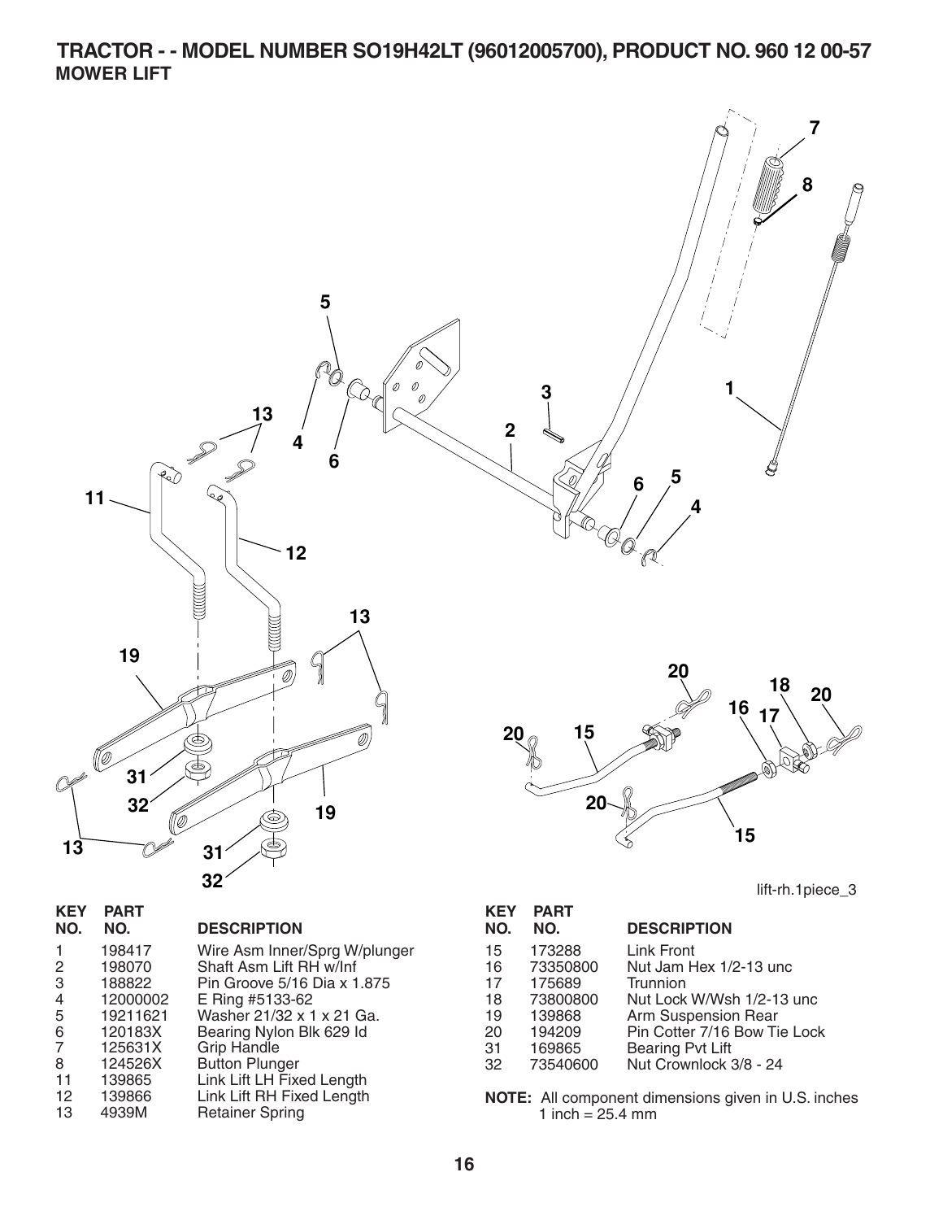# TRACTOR - - MODEL NUMBER SO19H42LT (96012005700), PRODUCT NO. 960 12 00-57

## MOWER LIFT

lift-rh.1piece_3

| KEY NO. | PART NO. | DESCRIPTION |
|---|---|---|
| 1 | 198417 | Wire Asm Inner/Sprg W/plunger |
| 2 | 198070 | Shaft Asm Lift RH w/Inf |
| 3 | 188822 | Pin Groove 5/16 Dia x 1.875 |
| 4 | 12000002 | E Ring #5133-62 |
| 5 | 19211621 | Washer 21/32 x 1 x 21 Ga. |
| 6 | 120183X | Bearing Nylon Blk 629 Id |
| 7 | 125631X | Grip Handle |
| 8 | 124526X | Button Plunger |
| 11 | 139865 | Link Lift LH Fixed Length |
| 12 | 139866 | Link Lift RH Fixed Length |
| 13 | 4939M | Retainer Spring |
| 15 | 173288 | Link Front |
| 16 | 73350800 | Nut Jam Hex 1/2-13 unc |
| 17 | 175689 | Trunnion |
| 18 | 73800800 | Nut Lock W/Wsh 1/2-13 unc |
| 19 | 139868 | Arm Suspension Rear |
| 20 | 194209 | Pin Cotter 7/16 Bow Tie Lock |
| 31 | 169865 | Bearing Pvt Lift |
| 32 | 73540600 | Nut Crownlock 3/8 - 24 |

**NOTE:** All component dimensions given in U.S. inches
1 inch = 25.4 mm